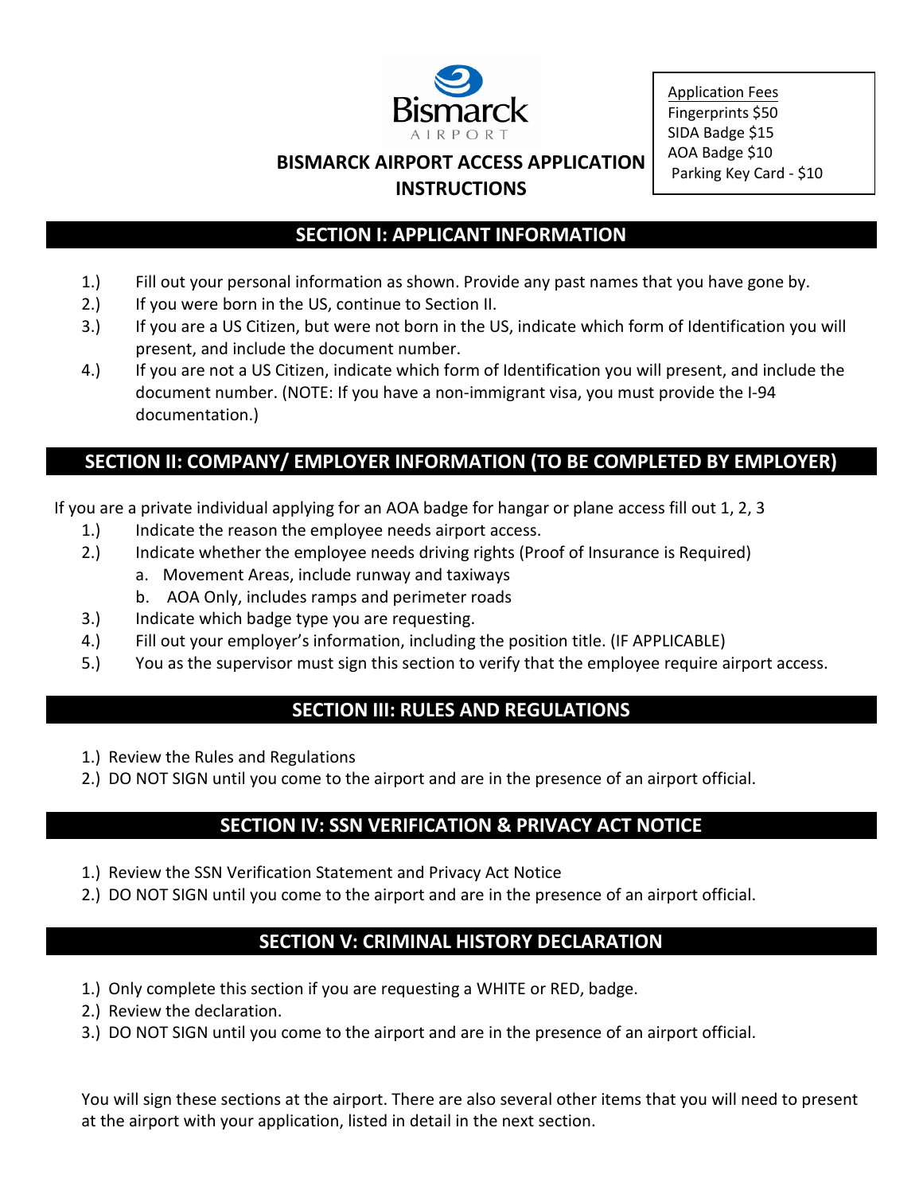# BISMARCK AIRPORT ACCESS APPLICATION INSTRUCTIONS

Application Fees
Fingerprints $50
SIDA Badge $15
AOA Badge $10
Parking Key Card - $10

## SECTION I: APPLICANT INFORMATION

1.) Fill out your personal information as shown. Provide any past names that you have gone by.
2.) If you were born in the US, continue to Section II.
3.) If you are a US Citizen, but were not born in the US, indicate which form of Identification you will present, and include the document number.
4.) If you are not a US Citizen, indicate which form of Identification you will present, and include the document number. (NOTE: If you have a non-immigrant visa, you must provide the I-94 documentation.)

## SECTION II: COMPANY/ EMPLOYER INFORMATION (TO BE COMPLETED BY EMPLOYER)

If you are a private individual applying for an AOA badge for hangar or plane access fill out 1, 2, 3

1.) Indicate the reason the employee needs airport access.
2.) Indicate whether the employee needs driving rights (Proof of Insurance is Required)
   a. Movement Areas, include runway and taxiways
   b. AOA Only, includes ramps and perimeter roads
3.) Indicate which badge type you are requesting.
4.) Fill out your employer's information, including the position title. (IF APPLICABLE)
5.) You as the supervisor must sign this section to verify that the employee require airport access.

## SECTION III: RULES AND REGULATIONS

1.) Review the Rules and Regulations
2.) DO NOT SIGN until you come to the airport and are in the presence of an airport official.

## SECTION IV: SSN VERIFICATION & PRIVACY ACT NOTICE

1.) Review the SSN Verification Statement and Privacy Act Notice
2.) DO NOT SIGN until you come to the airport and are in the presence of an airport official.

## SECTION V: CRIMINAL HISTORY DECLARATION

1.) Only complete this section if you are requesting a WHITE or RED, badge.
2.) Review the declaration.
3.) DO NOT SIGN until you come to the airport and are in the presence of an airport official.

You will sign these sections at the airport. There are also several other items that you will need to present at the airport with your application, listed in detail in the next section.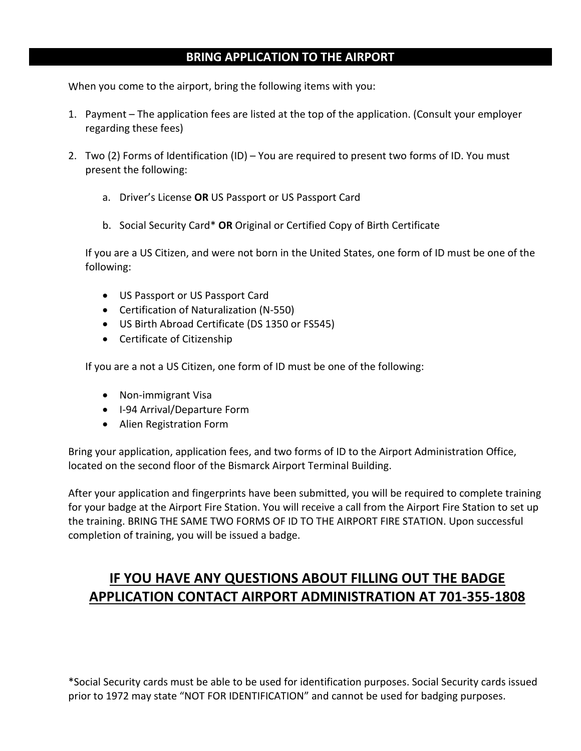## BRING APPLICATION TO THE AIRPORT

When you come to the airport, bring the following items with you:

1. Payment – The application fees are listed at the top of the application. (Consult your employer regarding these fees)

2. Two (2) Forms of Identification (ID) – You are required to present two forms of ID. You must present the following:

   a. Driver's License **OR** US Passport or US Passport Card

   b. Social Security Card* **OR** Original or Certified Copy of Birth Certificate

   If you are a US Citizen, and were not born in the United States, one form of ID must be one of the following:

   - US Passport or US Passport Card
   - Certification of Naturalization (N-550)
   - US Birth Abroad Certificate (DS 1350 or FS545)
   - Certificate of Citizenship

   If you are a not a US Citizen, one form of ID must be one of the following:

   - Non-immigrant Visa
   - I-94 Arrival/Departure Form
   - Alien Registration Form

Bring your application, application fees, and two forms of ID to the Airport Administration Office, located on the second floor of the Bismarck Airport Terminal Building.

After your application and fingerprints have been submitted, you will be required to complete training for your badge at the Airport Fire Station. You will receive a call from the Airport Fire Station to set up the training. BRING THE SAME TWO FORMS OF ID TO THE AIRPORT FIRE STATION. Upon successful completion of training, you will be issued a badge.

## IF YOU HAVE ANY QUESTIONS ABOUT FILLING OUT THE BADGE APPLICATION CONTACT AIRPORT ADMINISTRATION AT 701-355-1808

*Social Security cards must be able to be used for identification purposes. Social Security cards issued prior to 1972 may state "NOT FOR IDENTIFICATION" and cannot be used for badging purposes.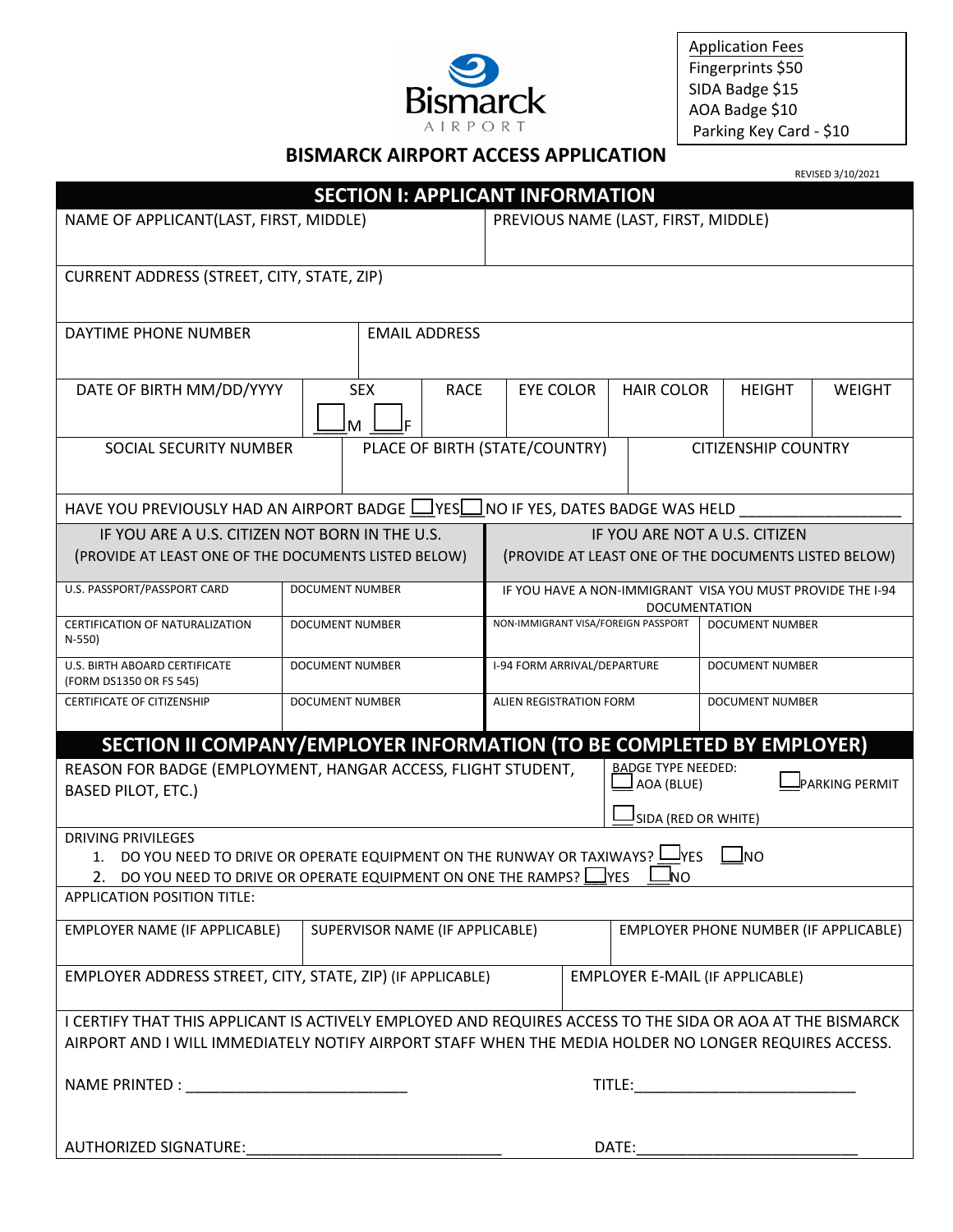Application Fees
Fingerprints $50
SIDA Badge $15
AOA Badge $10
Parking Key Card - $10

# BISMARCK AIRPORT ACCESS APPLICATION

REVISED 3/10/2021

## SECTION I: APPLICANT INFORMATION

| NAME OF APPLICANT(LAST, FIRST, MIDDLE) | PREVIOUS NAME (LAST, FIRST, MIDDLE) |
|---|---|
| | |

| CURRENT ADDRESS (STREET, CITY, STATE, ZIP) |
|---|
| |

| DAYTIME PHONE NUMBER | EMAIL ADDRESS |
|---|---|
| | |

| DATE OF BIRTH MM/DD/YYYY | SEX | RACE | EYE COLOR | HAIR COLOR | HEIGHT | WEIGHT |
|---|---|---|---|---|---|---|
| | ☐ M ☐ F | | | | | |

| SOCIAL SECURITY NUMBER | PLACE OF BIRTH (STATE/COUNTRY) | CITIZENSHIP COUNTRY |
|---|---|---|
| | | |

HAVE YOU PREVIOUSLY HAD AN AIRPORT BADGE ☐ YES ☐ NO IF YES, DATES BADGE WAS HELD ___________________

| IF YOU ARE A U.S. CITIZEN NOT BORN IN THE U.S. (PROVIDE AT LEAST ONE OF THE DOCUMENTS LISTED BELOW) | | IF YOU ARE NOT A U.S. CITIZEN (PROVIDE AT LEAST ONE OF THE DOCUMENTS LISTED BELOW) | |
|---|---|---|---|
| U.S. PASSPORT/PASSPORT CARD | DOCUMENT NUMBER | IF YOU HAVE A NON-IMMIGRANT VISA YOU MUST PROVIDE THE I-94 DOCUMENTATION | |
| CERTIFICATION OF NATURALIZATION N-550) | DOCUMENT NUMBER | NON-IMMIGRANT VISA/FOREIGN PASSPORT | DOCUMENT NUMBER |
| U.S. BIRTH ABOARD CERTIFICATE (FORM DS1350 OR FS 545) | DOCUMENT NUMBER | I-94 FORM ARRIVAL/DEPARTURE | DOCUMENT NUMBER |
| CERTIFICATE OF CITIZENSHIP | DOCUMENT NUMBER | ALIEN REGISTRATION FORM | DOCUMENT NUMBER |

## SECTION II COMPANY/EMPLOYER INFORMATION (TO BE COMPLETED BY EMPLOYER)

| REASON FOR BADGE (EMPLOYMENT, HANGAR ACCESS, FLIGHT STUDENT, BASED PILOT, ETC.) | BADGE TYPE NEEDED: ☐ AOA (BLUE) ☐ PARKING PERMIT ☐ SIDA (RED OR WHITE) |
|---|---|

DRIVING PRIVILEGES

1. DO YOU NEED TO DRIVE OR OPERATE EQUIPMENT ON THE RUNWAY OR TAXIWAYS? ☐ YES ☐ NO
2. DO YOU NEED TO DRIVE OR OPERATE EQUIPMENT ON ONE THE RAMPS? ☐ YES ☐ NO

APPLICATION POSITION TITLE:

| EMPLOYER NAME (IF APPLICABLE) | SUPERVISOR NAME (IF APPLICABLE) | EMPLOYER PHONE NUMBER (IF APPLICABLE) |
|---|---|---|
| | | |

| EMPLOYER ADDRESS STREET, CITY, STATE, ZIP) (IF APPLICABLE) | EMPLOYER E-MAIL (IF APPLICABLE) |
|---|---|
| | |

I CERTIFY THAT THIS APPLICANT IS ACTIVELY EMPLOYED AND REQUIRES ACCESS TO THE SIDA OR AOA AT THE BISMARCK AIRPORT AND I WILL IMMEDIATELY NOTIFY AIRPORT STAFF WHEN THE MEDIA HOLDER NO LONGER REQUIRES ACCESS.

NAME PRINTED : __________________________ TITLE:__________________________

AUTHORIZED SIGNATURE:______________________________ DATE:__________________________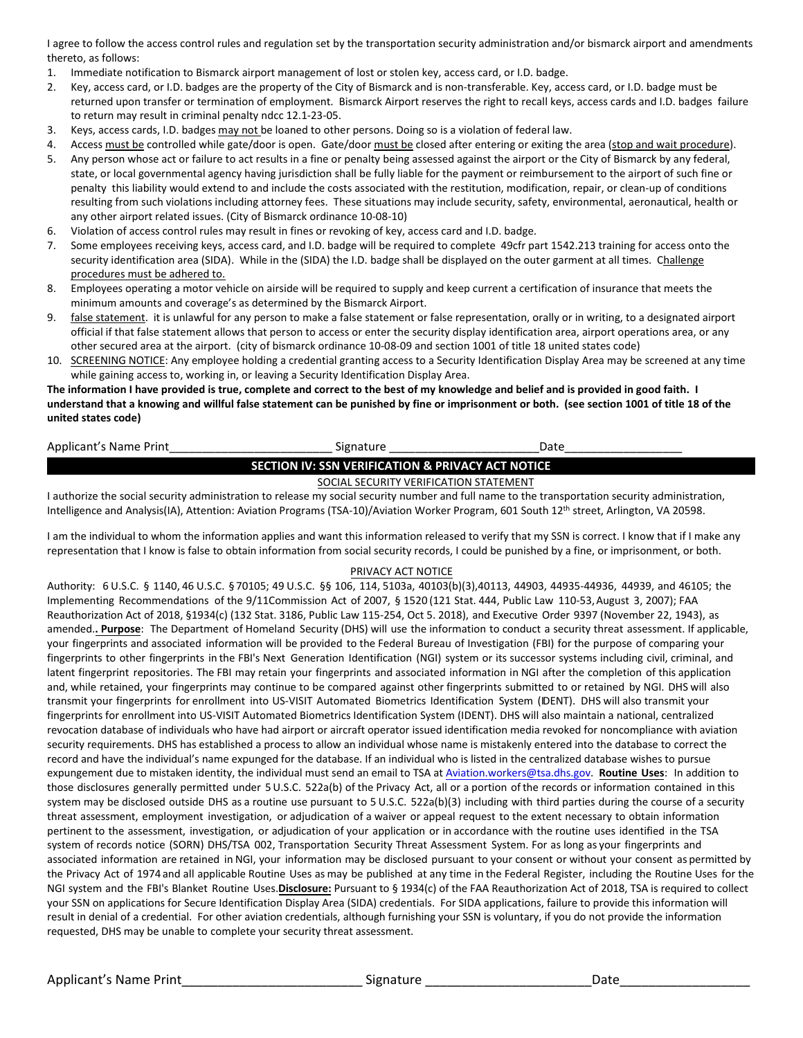I agree to follow the access control rules and regulation set by the transportation security administration and/or bismarck airport and amendments thereto, as follows:

1. Immediate notification to Bismarck airport management of lost or stolen key, access card, or I.D. badge.
2. Key, access card, or I.D. badges are the property of the City of Bismarck and is non-transferable. Key, access card, or I.D. badge must be returned upon transfer or termination of employment. Bismarck Airport reserves the right to recall keys, access cards and I.D. badges failure to return may result in criminal penalty ndcc 12.1-23-05.
3. Keys, access cards, I.D. badges may not be loaned to other persons. Doing so is a violation of federal law.
4. Access must be controlled while gate/door is open. Gate/door must be closed after entering or exiting the area (stop and wait procedure).
5. Any person whose act or failure to act results in a fine or penalty being assessed against the airport or the City of Bismarck by any federal, state, or local governmental agency having jurisdiction shall be fully liable for the payment or reimbursement to the airport of such fine or penalty this liability would extend to and include the costs associated with the restitution, modification, repair, or clean-up of conditions resulting from such violations including attorney fees. These situations may include security, safety, environmental, aeronautical, health or any other airport related issues. (City of Bismarck ordinance 10-08-10)
6. Violation of access control rules may result in fines or revoking of key, access card and I.D. badge.
7. Some employees receiving keys, access card, and I.D. badge will be required to complete 49cfr part 1542.213 training for access onto the security identification area (SIDA). While in the (SIDA) the I.D. badge shall be displayed on the outer garment at all times. Challenge procedures must be adhered to.
8. Employees operating a motor vehicle on airside will be required to supply and keep current a certification of insurance that meets the minimum amounts and coverage's as determined by the Bismarck Airport.
9. false statement. it is unlawful for any person to make a false statement or false representation, orally or in writing, to a designated airport official if that false statement allows that person to access or enter the security display identification area, airport operations area, or any other secured area at the airport. (city of bismarck ordinance 10-08-09 and section 1001 of title 18 united states code)
10. SCREENING NOTICE: Any employee holding a credential granting access to a Security Identification Display Area may be screened at any time while gaining access to, working in, or leaving a Security Identification Display Area.

**The information I have provided is true, complete and correct to the best of my knowledge and belief and is provided in good faith. I understand that a knowing and willful false statement can be punished by fine or imprisonment or both. (see section 1001 of title 18 of the united states code)**

Applicant's Name Print________________________ Signature ______________________Date_________________

## SECTION IV: SSN VERIFICATION & PRIVACY ACT NOTICE

SOCIAL SECURITY VERIFICATION STATEMENT

I authorize the social security administration to release my social security number and full name to the transportation security administration, Intelligence and Analysis(IA), Attention: Aviation Programs (TSA-10)/Aviation Worker Program, 601 South 12th street, Arlington, VA 20598.

I am the individual to whom the information applies and want this information released to verify that my SSN is correct. I know that if I make any representation that I know is false to obtain information from social security records, I could be punished by a fine, or imprisonment, or both.

PRIVACY ACT NOTICE

Authority: 6 U.S.C. § 1140, 46 U.S.C. § 70105; 49 U.S.C. §§ 106, 114, 5103a, 40103(b)(3),40113, 44903, 44935-44936, 44939, and 46105; the Implementing Recommendations of the 9/11Commission Act of 2007, § 1520 (121 Stat. 444, Public Law 110-53, August 3, 2007); FAA Reauthorization Act of 2018, §1934(c) (132 Stat. 3186, Public Law 115-254, Oct 5. 2018), and Executive Order 9397 (November 22, 1943), as amended.. **Purpose**: The Department of Homeland Security (DHS) will use the information to conduct a security threat assessment. If applicable, your fingerprints and associated information will be provided to the Federal Bureau of Investigation (FBI) for the purpose of comparing your fingerprints to other fingerprints in the FBI's Next Generation Identification (NGI) system or its successor systems including civil, criminal, and latent fingerprint repositories. The FBI may retain your fingerprints and associated information in NGI after the completion of this application and, while retained, your fingerprints may continue to be compared against other fingerprints submitted to or retained by NGI. DHS will also transmit your fingerprints for enrollment into US-VISIT Automated Biometrics Identification System (IDENT). DHS will also transmit your fingerprints for enrollment into US-VISIT Automated Biometrics Identification System (IDENT). DHS will also maintain a national, centralized revocation database of individuals who have had airport or aircraft operator issued identification media revoked for noncompliance with aviation security requirements. DHS has established a process to allow an individual whose name is mistakenly entered into the database to correct the record and have the individual's name expunged for the database. If an individual who is listed in the centralized database wishes to pursue expungement due to mistaken identity, the individual must send an email to TSA at Aviation.workers@tsa.dhs.gov. **Routine Uses**: In addition to those disclosures generally permitted under 5 U.S.C. 522a(b) of the Privacy Act, all or a portion of the records or information contained in this system may be disclosed outside DHS as a routine use pursuant to 5 U.S.C. 522a(b)(3) including with third parties during the course of a security threat assessment, employment investigation, or adjudication of a waiver or appeal request to the extent necessary to obtain information pertinent to the assessment, investigation, or adjudication of your application or in accordance with the routine uses identified in the TSA system of records notice (SORN) DHS/TSA 002, Transportation Security Threat Assessment System. For as long as your fingerprints and associated information are retained in NGI, your information may be disclosed pursuant to your consent or without your consent as permitted by the Privacy Act of 1974 and all applicable Routine Uses as may be published at any time in the Federal Register, including the Routine Uses for the NGI system and the FBI's Blanket Routine Uses.**Disclosure:** Pursuant to § 1934(c) of the FAA Reauthorization Act of 2018, TSA is required to collect your SSN on applications for Secure Identification Display Area (SIDA) credentials. For SIDA applications, failure to provide this information will result in denial of a credential. For other aviation credentials, although furnishing your SSN is voluntary, if you do not provide the information requested, DHS may be unable to complete your security threat assessment.

Applicant's Name Print________________________ Signature ______________________Date_________________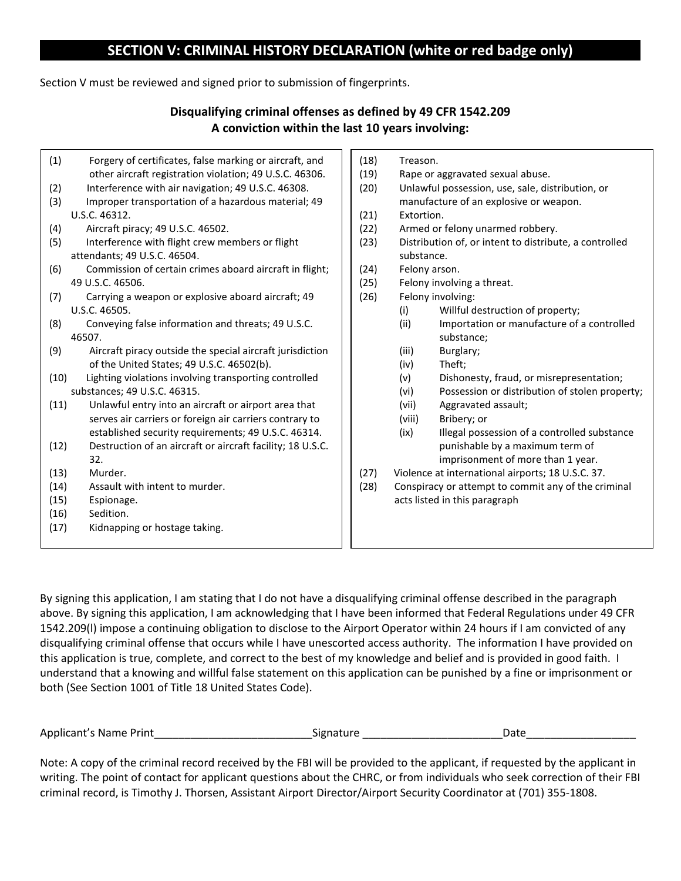## SECTION V: CRIMINAL HISTORY DECLARATION (white or red badge only)

Section V must be reviewed and signed prior to submission of fingerprints.

### Disqualifying criminal offenses as defined by 49 CFR 1542.209
### A conviction within the last 10 years involving:

(1) Forgery of certificates, false marking or aircraft, and other aircraft registration violation; 49 U.S.C. 46306.
(2) Interference with air navigation; 49 U.S.C. 46308.
(3) Improper transportation of a hazardous material; 49 U.S.C. 46312.
(4) Aircraft piracy; 49 U.S.C. 46502.
(5) Interference with flight crew members or flight attendants; 49 U.S.C. 46504.
(6) Commission of certain crimes aboard aircraft in flight; 49 U.S.C. 46506.
(7) Carrying a weapon or explosive aboard aircraft; 49 U.S.C. 46505.
(8) Conveying false information and threats; 49 U.S.C. 46507.
(9) Aircraft piracy outside the special aircraft jurisdiction of the United States; 49 U.S.C. 46502(b).
(10) Lighting violations involving transporting controlled substances; 49 U.S.C. 46315.
(11) Unlawful entry into an aircraft or airport area that serves air carriers or foreign air carriers contrary to established security requirements; 49 U.S.C. 46314.
(12) Destruction of an aircraft or aircraft facility; 18 U.S.C. 32.
(13) Murder.
(14) Assault with intent to murder.
(15) Espionage.
(16) Sedition.
(17) Kidnapping or hostage taking.
(18) Treason.
(19) Rape or aggravated sexual abuse.
(20) Unlawful possession, use, sale, distribution, or manufacture of an explosive or weapon.
(21) Extortion.
(22) Armed or felony unarmed robbery.
(23) Distribution of, or intent to distribute, a controlled substance.
(24) Felony arson.
(25) Felony involving a threat.
(26) Felony involving:
    (i) Willful destruction of property;
    (ii) Importation or manufacture of a controlled substance;
    (iii) Burglary;
    (iv) Theft;
    (v) Dishonesty, fraud, or misrepresentation;
    (vi) Possession or distribution of stolen property;
    (vii) Aggravated assault;
    (viii) Bribery; or
    (ix) Illegal possession of a controlled substance punishable by a maximum term of imprisonment of more than 1 year.
(27) Violence at international airports; 18 U.S.C. 37.
(28) Conspiracy or attempt to commit any of the criminal acts listed in this paragraph

By signing this application, I am stating that I do not have a disqualifying criminal offense described in the paragraph above. By signing this application, I am acknowledging that I have been informed that Federal Regulations under 49 CFR 1542.209(l) impose a continuing obligation to disclose to the Airport Operator within 24 hours if I am convicted of any disqualifying criminal offense that occurs while I have unescorted access authority. The information I have provided on this application is true, complete, and correct to the best of my knowledge and belief and is provided in good faith. I understand that a knowing and willful false statement on this application can be punished by a fine or imprisonment or both (See Section 1001 of Title 18 United States Code).

Applicant's Name Print__________________________ Signature ______________________ Date__________________

Note: A copy of the criminal record received by the FBI will be provided to the applicant, if requested by the applicant in writing. The point of contact for applicant questions about the CHRC, or from individuals who seek correction of their FBI criminal record, is Timothy J. Thorsen, Assistant Airport Director/Airport Security Coordinator at (701) 355-1808.